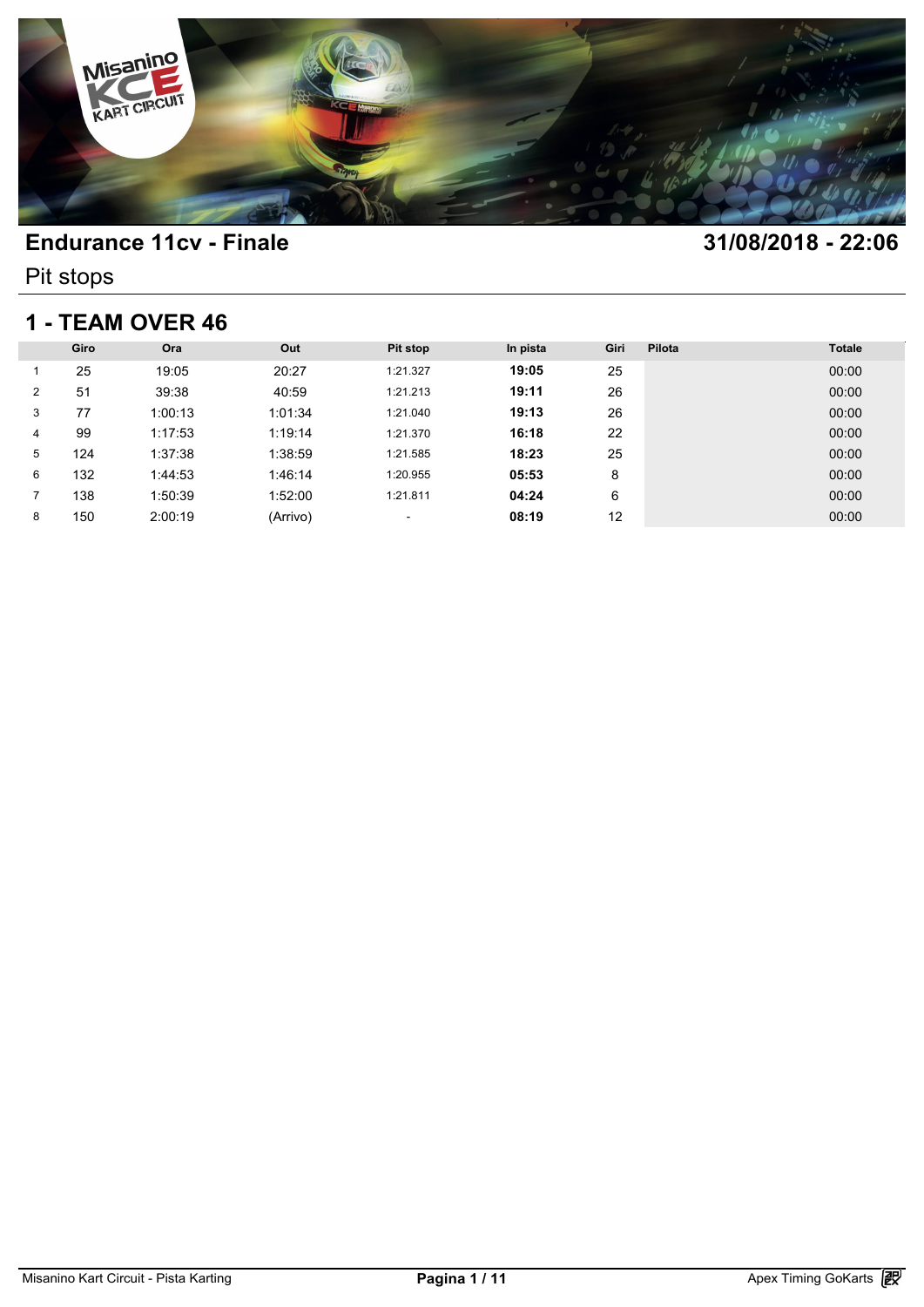## Endurance 11cv - Finale

**31/08/2018 - 22:06**

Pit stops

## 1 - TEAM OVER 46

| | Giro | Ora | Out | Pit stop | In pista | Giri | Pilota | Totale |
|---|---|---|---|---|---|---|---|---|
| 1 | 25 | 19:05 | 20:27 | 1:21.327 | **19:05** | 25 | | 00:00 |
| 2 | 51 | 39:38 | 40:59 | 1:21.213 | **19:11** | 26 | | 00:00 |
| 3 | 77 | 1:00:13 | 1:01:34 | 1:21.040 | **19:13** | 26 | | 00:00 |
| 4 | 99 | 1:17:53 | 1:19:14 | 1:21.370 | **16:18** | 22 | | 00:00 |
| 5 | 124 | 1:37:38 | 1:38:59 | 1:21.585 | **18:23** | 25 | | 00:00 |
| 6 | 132 | 1:44:53 | 1:46:14 | 1:20.955 | **05:53** | 8 | | 00:00 |
| 7 | 138 | 1:50:39 | 1:52:00 | 1:21.811 | **04:24** | 6 | | 00:00 |
| 8 | 150 | 2:00:19 | (Arrivo) | - | **08:19** | 12 | | 00:00 |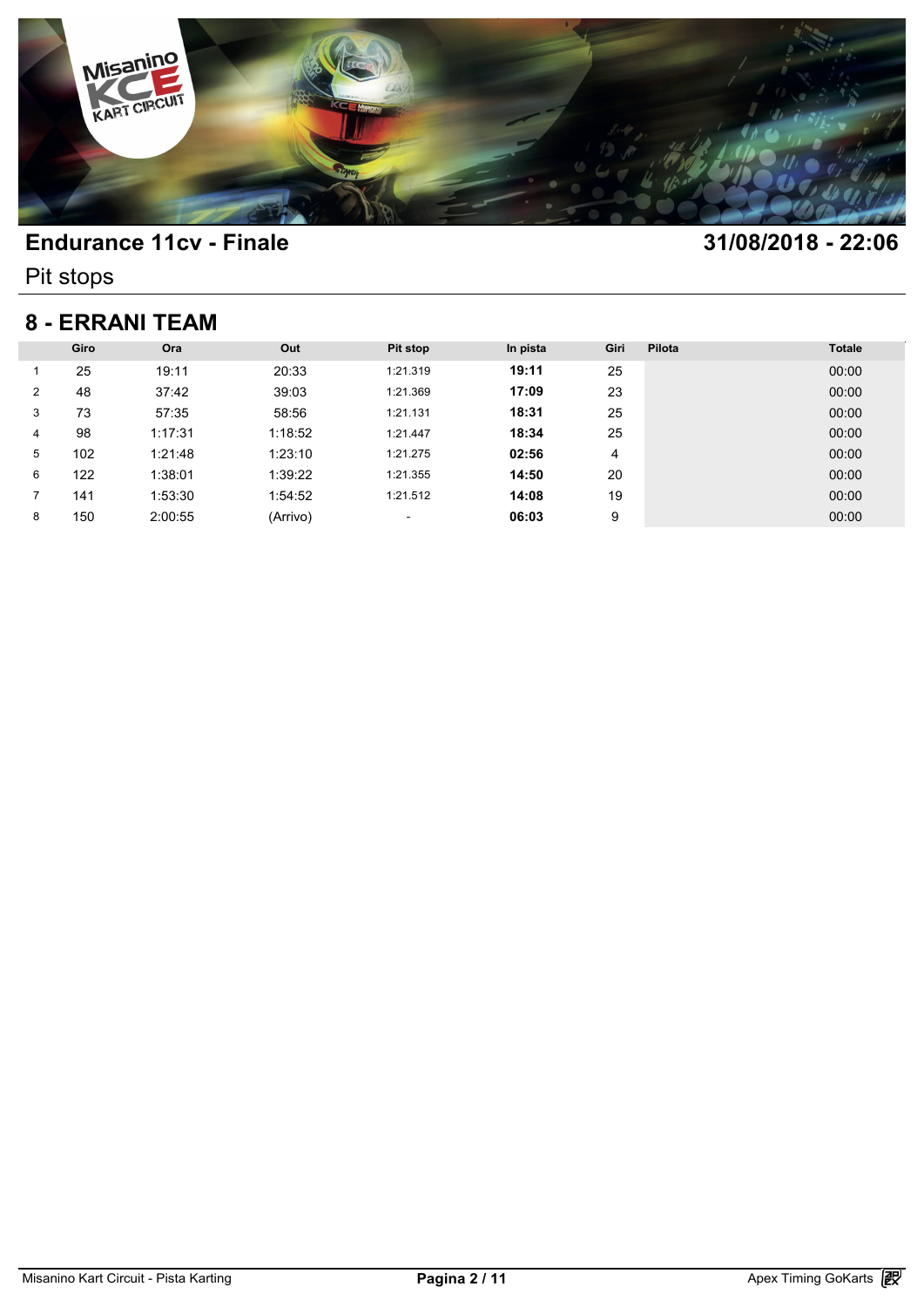# Endurance 11cv - Finale

**31/08/2018 - 22:06**

Pit stops

## 8 - ERRANI TEAM

| | Giro | Ora | Out | Pit stop | In pista | Giri | Pilota | Totale |
|---|---|---|---|---|---|---|---|---|
| 1 | 25 | 19:11 | 20:33 | 1:21.319 | **19:11** | 25 | | 00:00 |
| 2 | 48 | 37:42 | 39:03 | 1:21.369 | **17:09** | 23 | | 00:00 |
| 3 | 73 | 57:35 | 58:56 | 1:21.131 | **18:31** | 25 | | 00:00 |
| 4 | 98 | 1:17:31 | 1:18:52 | 1:21.447 | **18:34** | 25 | | 00:00 |
| 5 | 102 | 1:21:48 | 1:23:10 | 1:21.275 | **02:56** | 4 | | 00:00 |
| 6 | 122 | 1:38:01 | 1:39:22 | 1:21.355 | **14:50** | 20 | | 00:00 |
| 7 | 141 | 1:53:30 | 1:54:52 | 1:21.512 | **14:08** | 19 | | 00:00 |
| 8 | 150 | 2:00:55 | (Arrivo) | - | **06:03** | 9 | | 00:00 |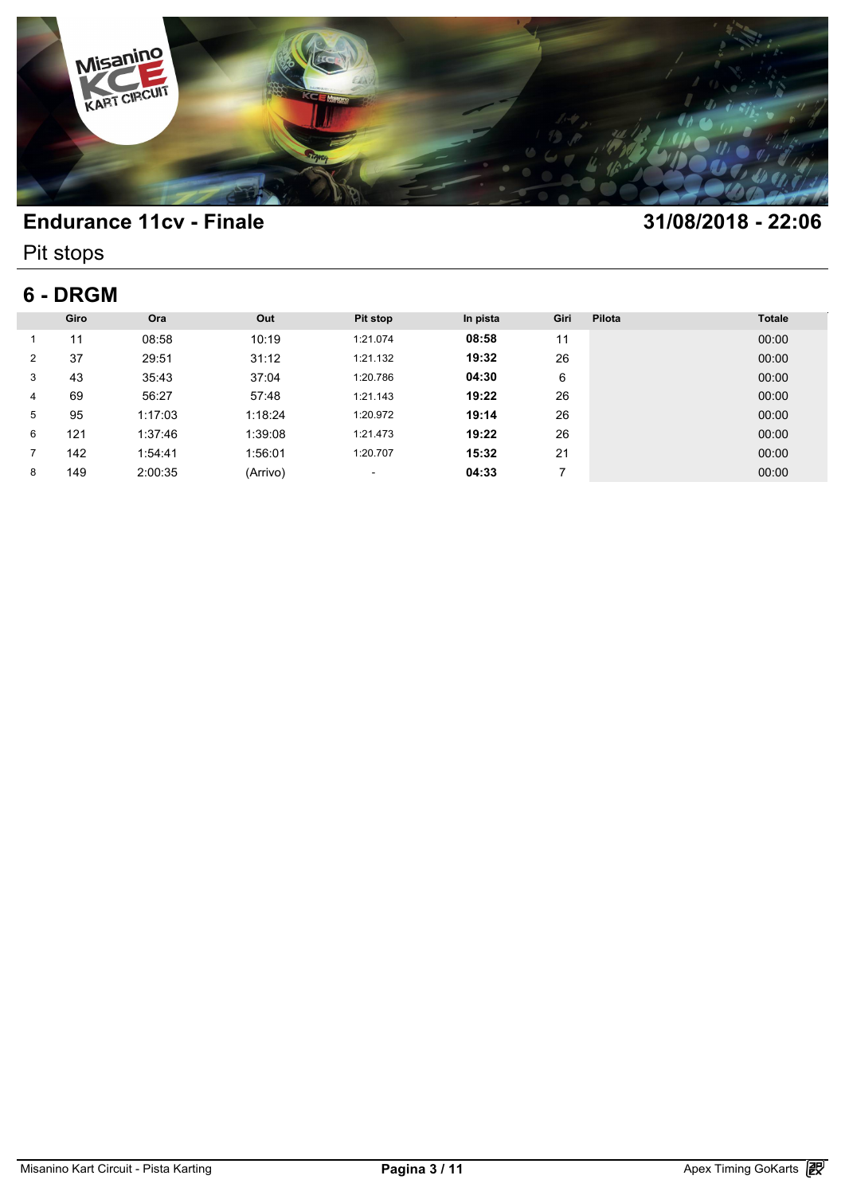# Endurance 11cv - Finale

**31/08/2018 - 22:06**

Pit stops

## 6 - DRGM

| | Giro | Ora | Out | Pit stop | In pista | Giri | Pilota | Totale |
|---|---|---|---|---|---|---|---|---|
| 1 | 11 | 08:58 | 10:19 | 1:21.074 | **08:58** | 11 | | 00:00 |
| 2 | 37 | 29:51 | 31:12 | 1:21.132 | **19:32** | 26 | | 00:00 |
| 3 | 43 | 35:43 | 37:04 | 1:20.786 | **04:30** | 6 | | 00:00 |
| 4 | 69 | 56:27 | 57:48 | 1:21.143 | **19:22** | 26 | | 00:00 |
| 5 | 95 | 1:17:03 | 1:18:24 | 1:20.972 | **19:14** | 26 | | 00:00 |
| 6 | 121 | 1:37:46 | 1:39:08 | 1:21.473 | **19:22** | 26 | | 00:00 |
| 7 | 142 | 1:54:41 | 1:56:01 | 1:20.707 | **15:32** | 21 | | 00:00 |
| 8 | 149 | 2:00:35 | (Arrivo) | - | **04:33** | 7 | | 00:00 |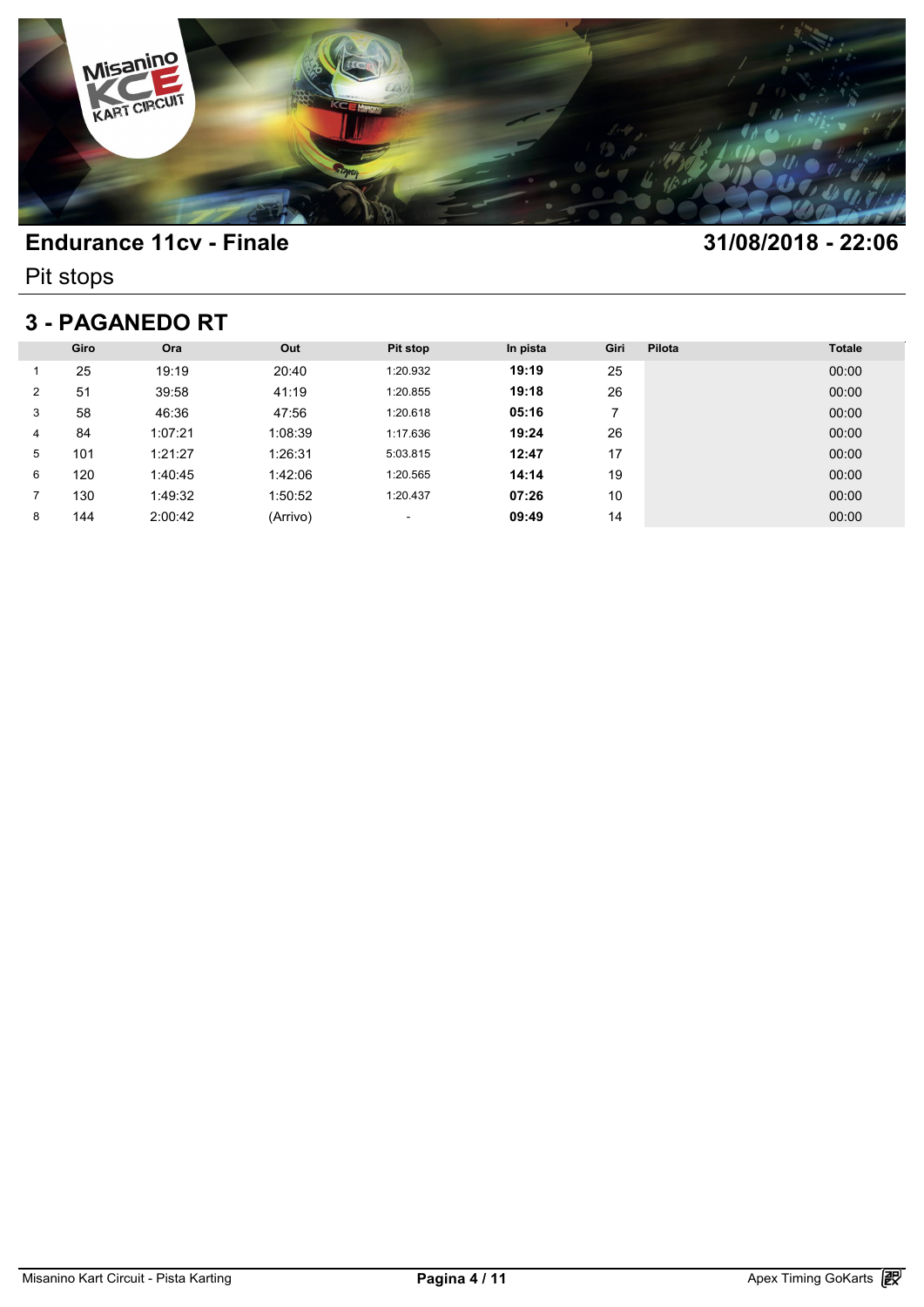# Endurance 11cv - Finale

**31/08/2018 - 22:06**

Pit stops

## 3 - PAGANEDO RT

| | Giro | Ora | Out | Pit stop | In pista | Giri | Pilota | Totale |
|---|---|---|---|---|---|---|---|---|
| 1 | 25 | 19:19 | 20:40 | 1:20.932 | **19:19** | 25 | | 00:00 |
| 2 | 51 | 39:58 | 41:19 | 1:20.855 | **19:18** | 26 | | 00:00 |
| 3 | 58 | 46:36 | 47:56 | 1:20.618 | **05:16** | 7 | | 00:00 |
| 4 | 84 | 1:07:21 | 1:08:39 | 1:17.636 | **19:24** | 26 | | 00:00 |
| 5 | 101 | 1:21:27 | 1:26:31 | 5:03.815 | **12:47** | 17 | | 00:00 |
| 6 | 120 | 1:40:45 | 1:42:06 | 1:20.565 | **14:14** | 19 | | 00:00 |
| 7 | 130 | 1:49:32 | 1:50:52 | 1:20.437 | **07:26** | 10 | | 00:00 |
| 8 | 144 | 2:00:42 | (Arrivo) | - | **09:49** | 14 | | 00:00 |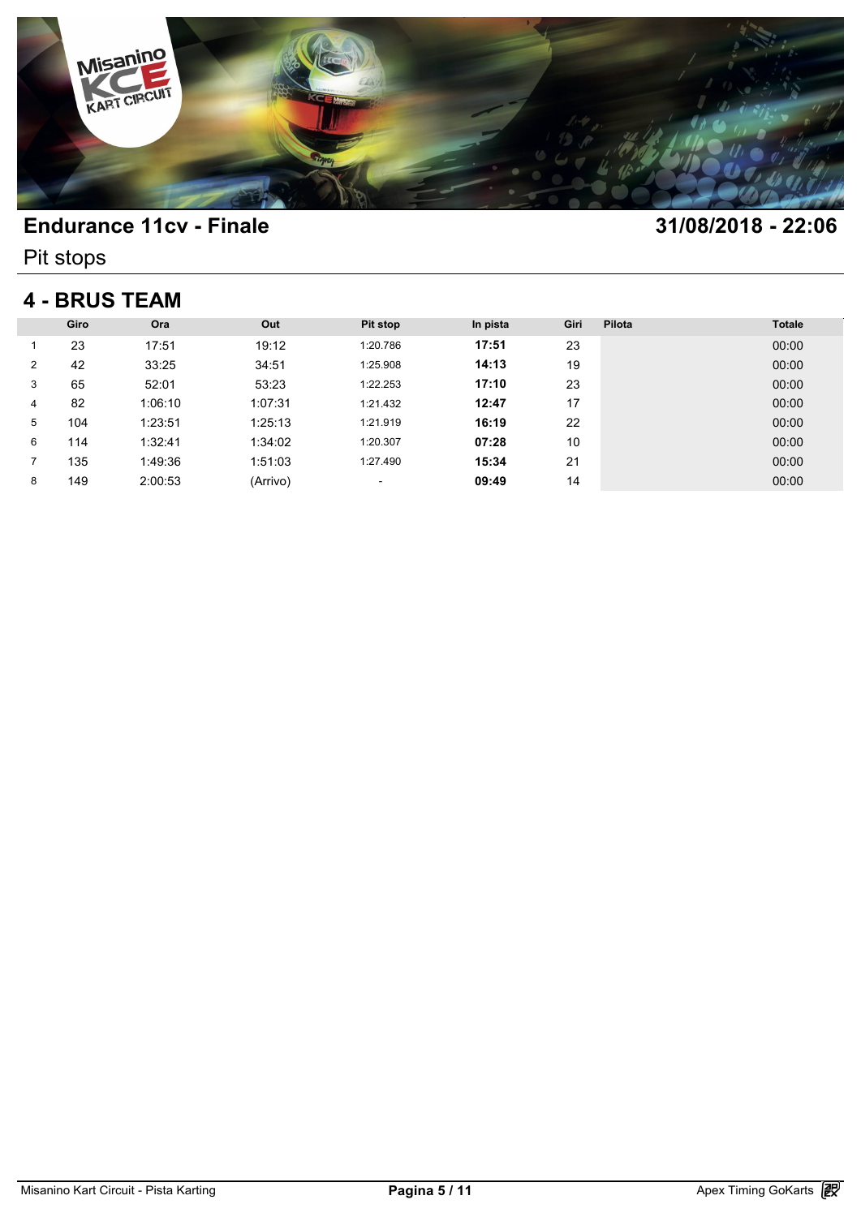# Endurance 11cv - Finale

**31/08/2018 - 22:06**

Pit stops

## 4 - BRUS TEAM

| | Giro | Ora | Out | Pit stop | In pista | Giri | Pilota | Totale |
|---|---|---|---|---|---|---|---|---|
| 1 | 23 | 17:51 | 19:12 | 1:20.786 | **17:51** | 23 | | 00:00 |
| 2 | 42 | 33:25 | 34:51 | 1:25.908 | **14:13** | 19 | | 00:00 |
| 3 | 65 | 52:01 | 53:23 | 1:22.253 | **17:10** | 23 | | 00:00 |
| 4 | 82 | 1:06:10 | 1:07:31 | 1:21.432 | **12:47** | 17 | | 00:00 |
| 5 | 104 | 1:23:51 | 1:25:13 | 1:21.919 | **16:19** | 22 | | 00:00 |
| 6 | 114 | 1:32:41 | 1:34:02 | 1:20.307 | **07:28** | 10 | | 00:00 |
| 7 | 135 | 1:49:36 | 1:51:03 | 1:27.490 | **15:34** | 21 | | 00:00 |
| 8 | 149 | 2:00:53 | (Arrivo) | - | **09:49** | 14 | | 00:00 |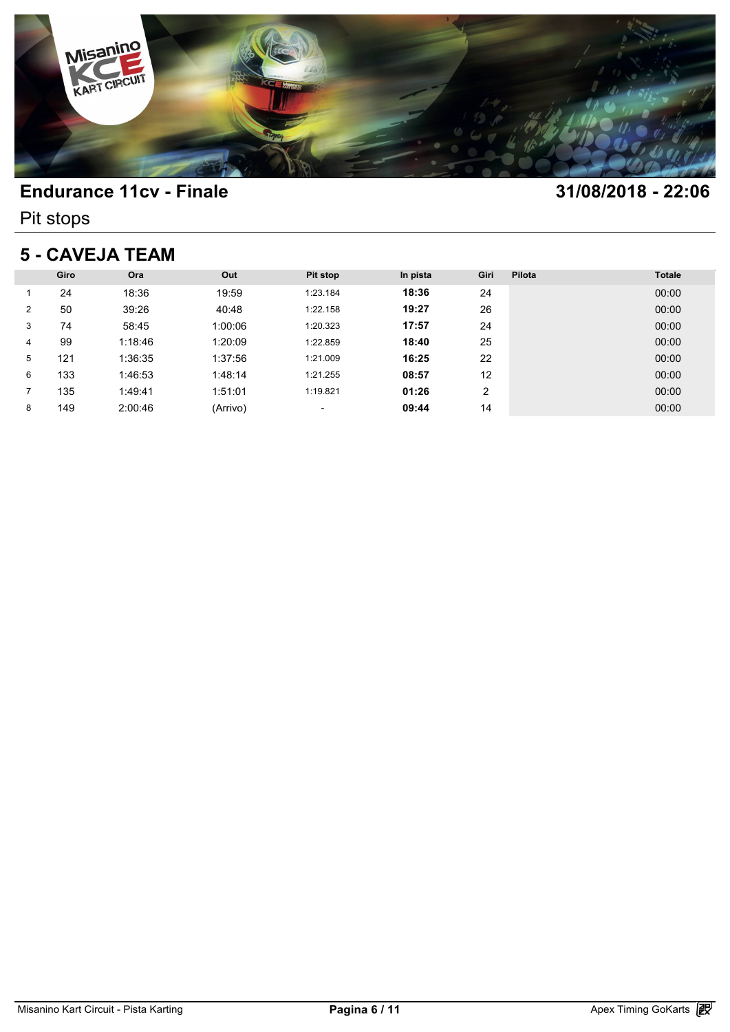# Endurance 11cv - Finale

**31/08/2018 - 22:06**

Pit stops

## 5 - CAVEJA TEAM

| | Giro | Ora | Out | Pit stop | In pista | Giri | Pilota | Totale |
|---|---|---|---|---|---|---|---|---|
| 1 | 24 | 18:36 | 19:59 | 1:23.184 | **18:36** | 24 | | 00:00 |
| 2 | 50 | 39:26 | 40:48 | 1:22.158 | **19:27** | 26 | | 00:00 |
| 3 | 74 | 58:45 | 1:00:06 | 1:20.323 | **17:57** | 24 | | 00:00 |
| 4 | 99 | 1:18:46 | 1:20:09 | 1:22.859 | **18:40** | 25 | | 00:00 |
| 5 | 121 | 1:36:35 | 1:37:56 | 1:21.009 | **16:25** | 22 | | 00:00 |
| 6 | 133 | 1:46:53 | 1:48:14 | 1:21.255 | **08:57** | 12 | | 00:00 |
| 7 | 135 | 1:49:41 | 1:51:01 | 1:19.821 | **01:26** | 2 | | 00:00 |
| 8 | 149 | 2:00:46 | (Arrivo) | - | **09:44** | 14 | | 00:00 |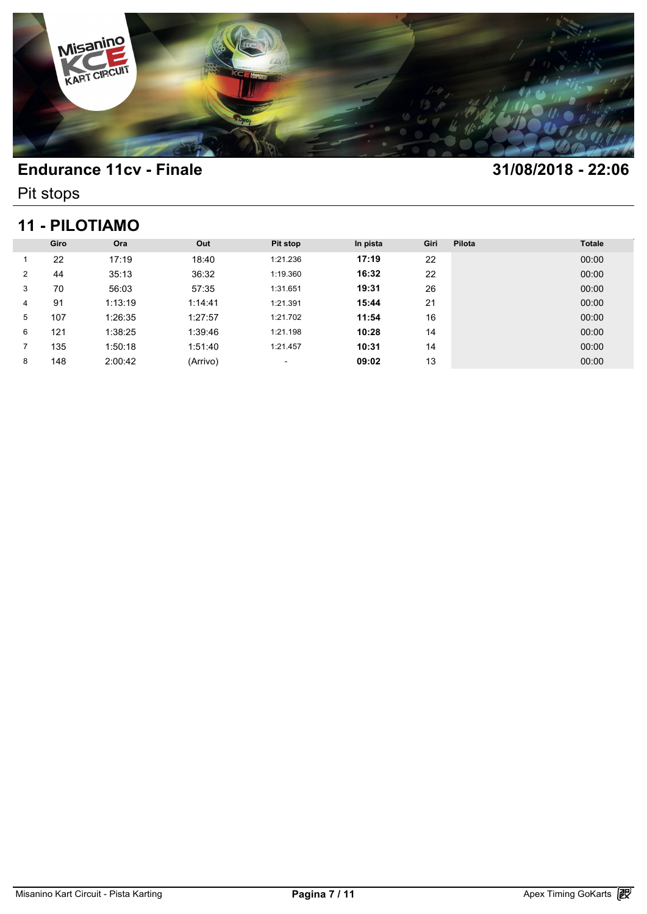## Endurance 11cv - Finale

**31/08/2018 - 22:06**

Pit stops

## 11 - PILOTIAMO

| | Giro | Ora | Out | Pit stop | In pista | Giri | Pilota | Totale |
|---|---|---|---|---|---|---|---|---|
| 1 | 22 | 17:19 | 18:40 | 1:21.236 | **17:19** | 22 | | 00:00 |
| 2 | 44 | 35:13 | 36:32 | 1:19.360 | **16:32** | 22 | | 00:00 |
| 3 | 70 | 56:03 | 57:35 | 1:31.651 | **19:31** | 26 | | 00:00 |
| 4 | 91 | 1:13:19 | 1:14:41 | 1:21.391 | **15:44** | 21 | | 00:00 |
| 5 | 107 | 1:26:35 | 1:27:57 | 1:21.702 | **11:54** | 16 | | 00:00 |
| 6 | 121 | 1:38:25 | 1:39:46 | 1:21.198 | **10:28** | 14 | | 00:00 |
| 7 | 135 | 1:50:18 | 1:51:40 | 1:21.457 | **10:31** | 14 | | 00:00 |
| 8 | 148 | 2:00:42 | (Arrivo) | - | **09:02** | 13 | | 00:00 |

Misanino Kart Circuit - Pista Karting

Apex Timing GoKarts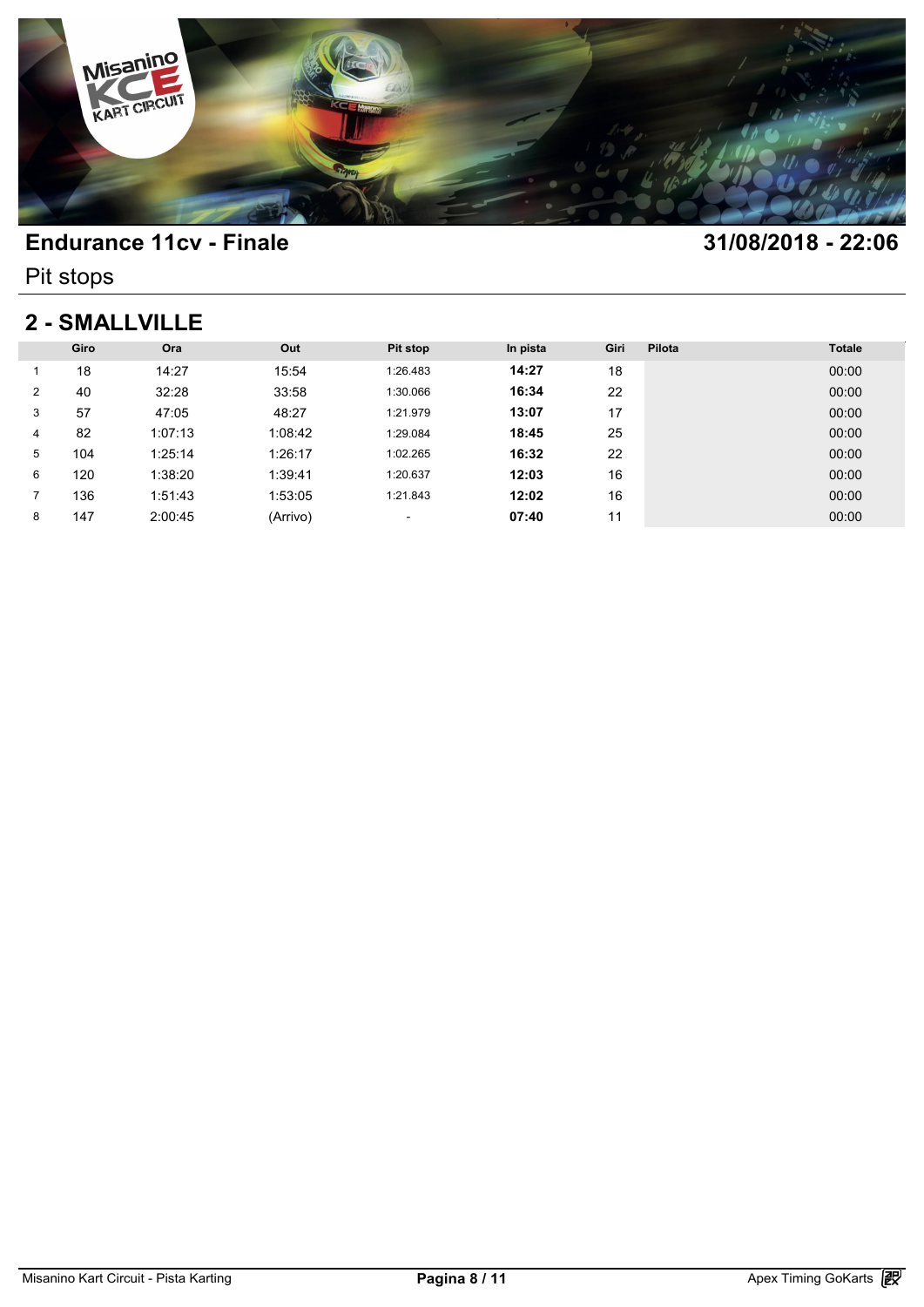# Endurance 11cv - Finale

**31/08/2018 - 22:06**

Pit stops

## 2 - SMALLVILLE

| | Giro | Ora | Out | Pit stop | In pista | Giri | Pilota | Totale |
|---|---|---|---|---|---|---|---|---|
| 1 | 18 | 14:27 | 15:54 | 1:26.483 | **14:27** | 18 | | 00:00 |
| 2 | 40 | 32:28 | 33:58 | 1:30.066 | **16:34** | 22 | | 00:00 |
| 3 | 57 | 47:05 | 48:27 | 1:21.979 | **13:07** | 17 | | 00:00 |
| 4 | 82 | 1:07:13 | 1:08:42 | 1:29.084 | **18:45** | 25 | | 00:00 |
| 5 | 104 | 1:25:14 | 1:26:17 | 1:02.265 | **16:32** | 22 | | 00:00 |
| 6 | 120 | 1:38:20 | 1:39:41 | 1:20.637 | **12:03** | 16 | | 00:00 |
| 7 | 136 | 1:51:43 | 1:53:05 | 1:21.843 | **12:02** | 16 | | 00:00 |
| 8 | 147 | 2:00:45 | (Arrivo) | - | **07:40** | 11 | | 00:00 |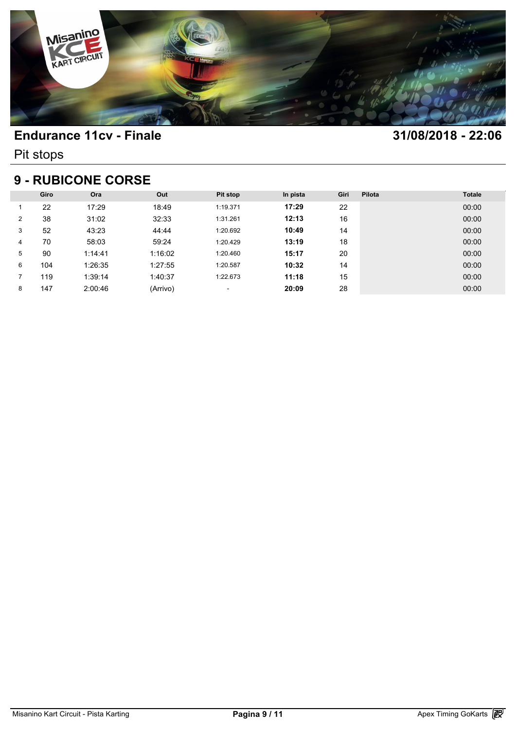# Endurance 11cv - Finale

**31/08/2018 - 22:06**

Pit stops

## 9 - RUBICONE CORSE

| | Giro | Ora | Out | Pit stop | In pista | Giri | Pilota | Totale |
|---|---|---|---|---|---|---|---|---|
| 1 | 22 | 17:29 | 18:49 | 1:19.371 | **17:29** | 22 | | 00:00 |
| 2 | 38 | 31:02 | 32:33 | 1:31.261 | **12:13** | 16 | | 00:00 |
| 3 | 52 | 43:23 | 44:44 | 1:20.692 | **10:49** | 14 | | 00:00 |
| 4 | 70 | 58:03 | 59:24 | 1:20.429 | **13:19** | 18 | | 00:00 |
| 5 | 90 | 1:14:41 | 1:16:02 | 1:20.460 | **15:17** | 20 | | 00:00 |
| 6 | 104 | 1:26:35 | 1:27:55 | 1:20.587 | **10:32** | 14 | | 00:00 |
| 7 | 119 | 1:39:14 | 1:40:37 | 1:22.673 | **11:18** | 15 | | 00:00 |
| 8 | 147 | 2:00:46 | (Arrivo) | - | **20:09** | 28 | | 00:00 |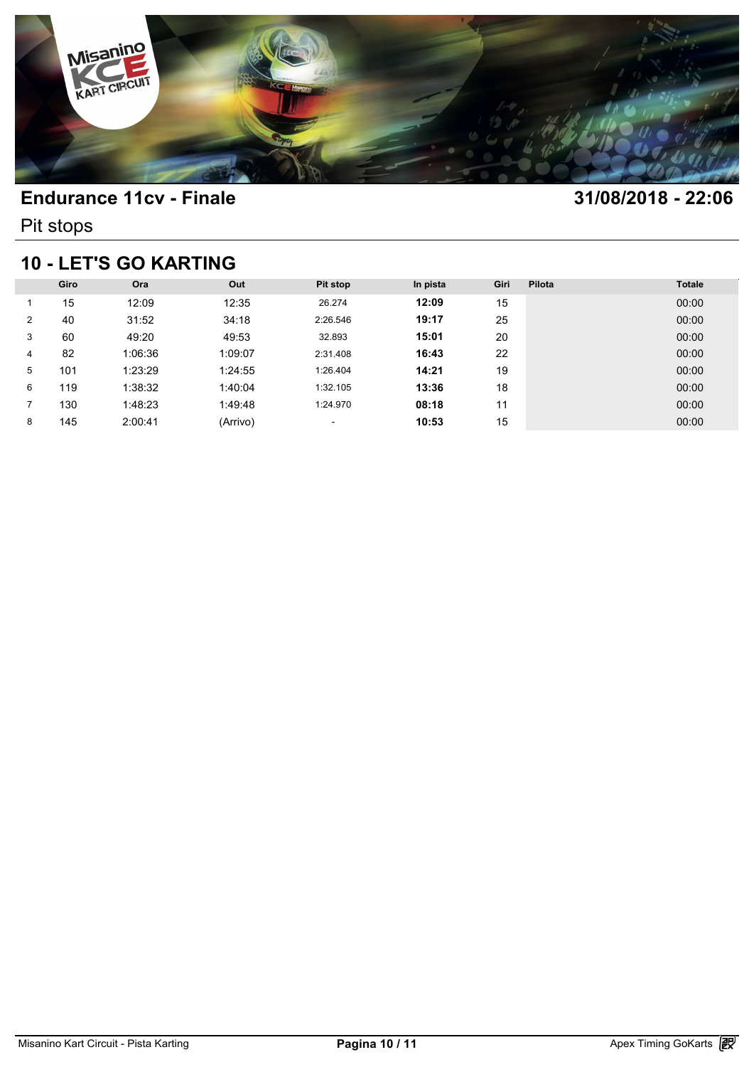## Endurance 11cv - Finale

**31/08/2018 - 22:06**

Pit stops

## 10 - LET'S GO KARTING

| | Giro | Ora | Out | Pit stop | In pista | Giri | Pilota | Totale |
|---|---|---|---|---|---|---|---|---|
| 1 | 15 | 12:09 | 12:35 | 26.274 | **12:09** | 15 | | 00:00 |
| 2 | 40 | 31:52 | 34:18 | 2:26.546 | **19:17** | 25 | | 00:00 |
| 3 | 60 | 49:20 | 49:53 | 32.893 | **15:01** | 20 | | 00:00 |
| 4 | 82 | 1:06:36 | 1:09:07 | 2:31.408 | **16:43** | 22 | | 00:00 |
| 5 | 101 | 1:23:29 | 1:24:55 | 1:26.404 | **14:21** | 19 | | 00:00 |
| 6 | 119 | 1:38:32 | 1:40:04 | 1:32.105 | **13:36** | 18 | | 00:00 |
| 7 | 130 | 1:48:23 | 1:49:48 | 1:24.970 | **08:18** | 11 | | 00:00 |
| 8 | 145 | 2:00:41 | (Arrivo) | - | **10:53** | 15 | | 00:00 |

Misanino Kart Circuit - Pista Karting

Apex Timing GoKarts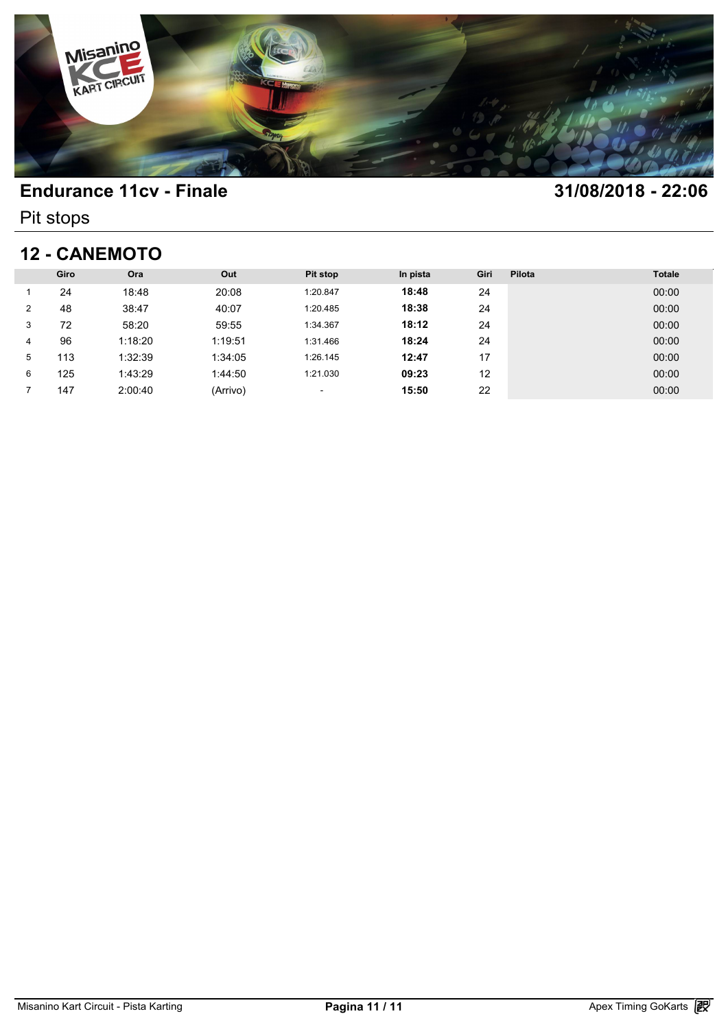# Endurance 11cv - Finale

31/08/2018 - 22:06

Pit stops

## 12 - CANEMOTO

| | Giro | Ora | Out | Pit stop | In pista | Giri | Pilota | Totale |
|---|---|---|---|---|---|---|---|---|
| 1 | 24 | 18:48 | 20:08 | 1:20.847 | **18:48** | 24 | | 00:00 |
| 2 | 48 | 38:47 | 40:07 | 1:20.485 | **18:38** | 24 | | 00:00 |
| 3 | 72 | 58:20 | 59:55 | 1:34.367 | **18:12** | 24 | | 00:00 |
| 4 | 96 | 1:18:20 | 1:19:51 | 1:31.466 | **18:24** | 24 | | 00:00 |
| 5 | 113 | 1:32:39 | 1:34:05 | 1:26.145 | **12:47** | 17 | | 00:00 |
| 6 | 125 | 1:43:29 | 1:44:50 | 1:21.030 | **09:23** | 12 | | 00:00 |
| 7 | 147 | 2:00:40 | (Arrivo) | - | **15:50** | 22 | | 00:00 |

Misanino Kart Circuit - Pista Karting

Apex Timing GoKarts